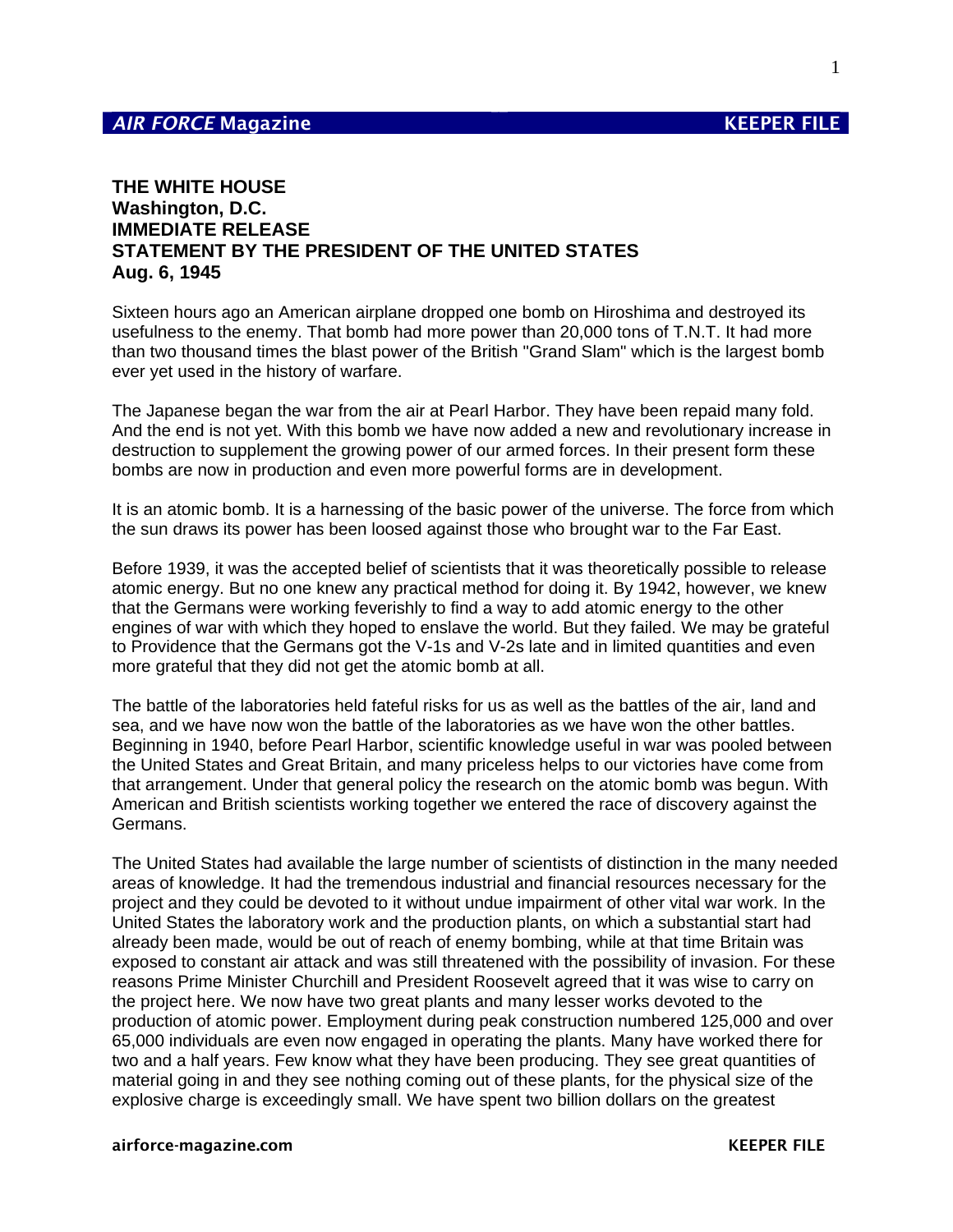**THE WHITE HOUSE**
**Washington, D.C.**
**IMMEDIATE RELEASE**
**STATEMENT BY THE PRESIDENT OF THE UNITED STATES**
**Aug. 6, 1945**

Sixteen hours ago an American airplane dropped one bomb on Hiroshima and destroyed its usefulness to the enemy. That bomb had more power than 20,000 tons of T.N.T. It had more than two thousand times the blast power of the British "Grand Slam" which is the largest bomb ever yet used in the history of warfare.

The Japanese began the war from the air at Pearl Harbor. They have been repaid many fold. And the end is not yet. With this bomb we have now added a new and revolutionary increase in destruction to supplement the growing power of our armed forces. In their present form these bombs are now in production and even more powerful forms are in development.

It is an atomic bomb. It is a harnessing of the basic power of the universe. The force from which the sun draws its power has been loosed against those who brought war to the Far East.

Before 1939, it was the accepted belief of scientists that it was theoretically possible to release atomic energy. But no one knew any practical method for doing it. By 1942, however, we knew that the Germans were working feverishly to find a way to add atomic energy to the other engines of war with which they hoped to enslave the world. But they failed. We may be grateful to Providence that the Germans got the V-1s and V-2s late and in limited quantities and even more grateful that they did not get the atomic bomb at all.

The battle of the laboratories held fateful risks for us as well as the battles of the air, land and sea, and we have now won the battle of the laboratories as we have won the other battles. Beginning in 1940, before Pearl Harbor, scientific knowledge useful in war was pooled between the United States and Great Britain, and many priceless helps to our victories have come from that arrangement. Under that general policy the research on the atomic bomb was begun. With American and British scientists working together we entered the race of discovery against the Germans.

The United States had available the large number of scientists of distinction in the many needed areas of knowledge. It had the tremendous industrial and financial resources necessary for the project and they could be devoted to it without undue impairment of other vital war work. In the United States the laboratory work and the production plants, on which a substantial start had already been made, would be out of reach of enemy bombing, while at that time Britain was exposed to constant air attack and was still threatened with the possibility of invasion. For these reasons Prime Minister Churchill and President Roosevelt agreed that it was wise to carry on the project here. We now have two great plants and many lesser works devoted to the production of atomic power. Employment during peak construction numbered 125,000 and over 65,000 individuals are even now engaged in operating the plants. Many have worked there for two and a half years. Few know what they have been producing. They see great quantities of material going in and they see nothing coming out of these plants, for the physical size of the explosive charge is exceedingly small. We have spent two billion dollars on the greatest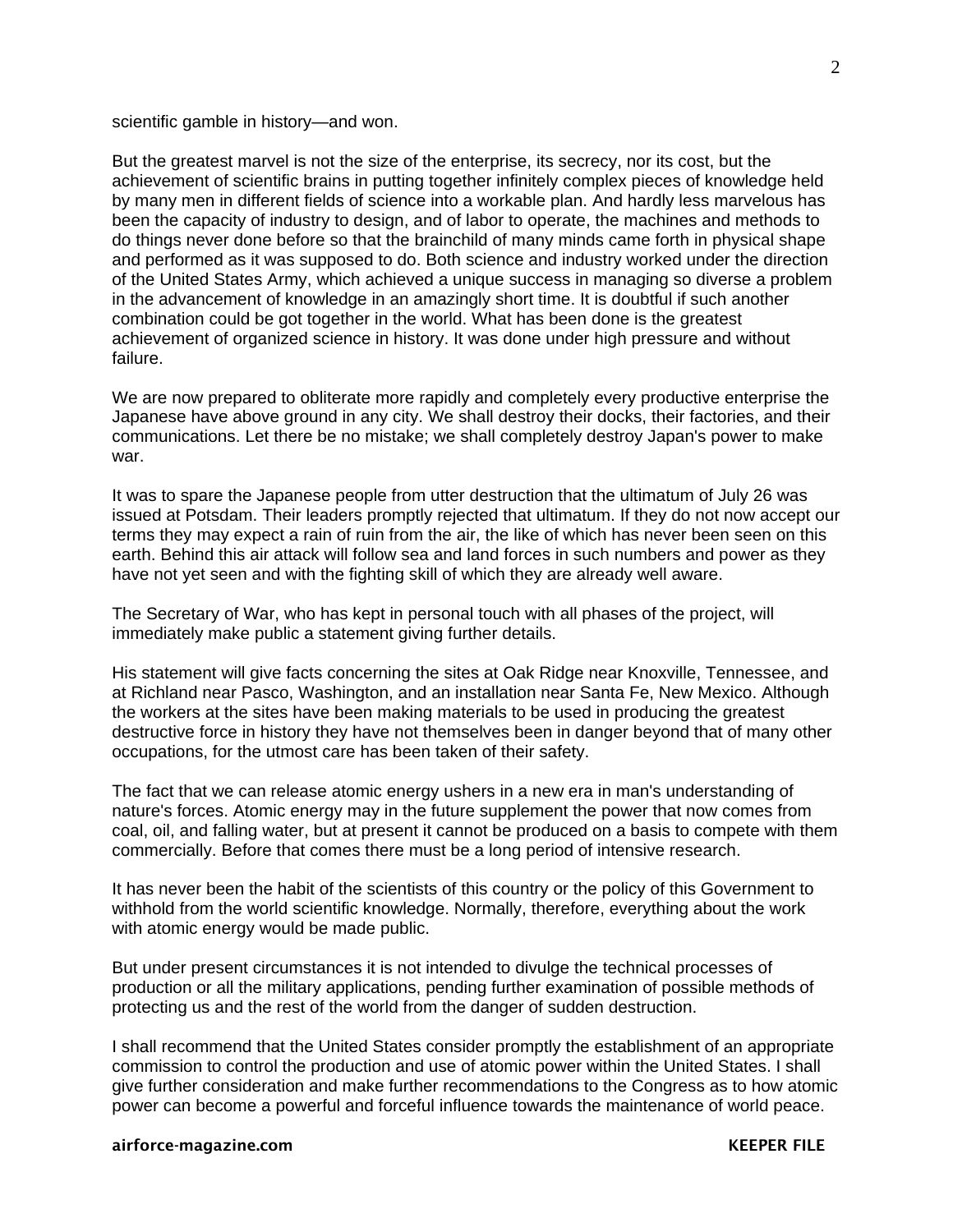scientific gamble in history—and won.

But the greatest marvel is not the size of the enterprise, its secrecy, nor its cost, but the achievement of scientific brains in putting together infinitely complex pieces of knowledge held by many men in different fields of science into a workable plan. And hardly less marvelous has been the capacity of industry to design, and of labor to operate, the machines and methods to do things never done before so that the brainchild of many minds came forth in physical shape and performed as it was supposed to do. Both science and industry worked under the direction of the United States Army, which achieved a unique success in managing so diverse a problem in the advancement of knowledge in an amazingly short time. It is doubtful if such another combination could be got together in the world. What has been done is the greatest achievement of organized science in history. It was done under high pressure and without failure.

We are now prepared to obliterate more rapidly and completely every productive enterprise the Japanese have above ground in any city. We shall destroy their docks, their factories, and their communications. Let there be no mistake; we shall completely destroy Japan's power to make war.

It was to spare the Japanese people from utter destruction that the ultimatum of July 26 was issued at Potsdam. Their leaders promptly rejected that ultimatum. If they do not now accept our terms they may expect a rain of ruin from the air, the like of which has never been seen on this earth. Behind this air attack will follow sea and land forces in such numbers and power as they have not yet seen and with the fighting skill of which they are already well aware.

The Secretary of War, who has kept in personal touch with all phases of the project, will immediately make public a statement giving further details.

His statement will give facts concerning the sites at Oak Ridge near Knoxville, Tennessee, and at Richland near Pasco, Washington, and an installation near Santa Fe, New Mexico. Although the workers at the sites have been making materials to be used in producing the greatest destructive force in history they have not themselves been in danger beyond that of many other occupations, for the utmost care has been taken of their safety.

The fact that we can release atomic energy ushers in a new era in man's understanding of nature's forces. Atomic energy may in the future supplement the power that now comes from coal, oil, and falling water, but at present it cannot be produced on a basis to compete with them commercially. Before that comes there must be a long period of intensive research.

It has never been the habit of the scientists of this country or the policy of this Government to withhold from the world scientific knowledge. Normally, therefore, everything about the work with atomic energy would be made public.

But under present circumstances it is not intended to divulge the technical processes of production or all the military applications, pending further examination of possible methods of protecting us and the rest of the world from the danger of sudden destruction.

I shall recommend that the United States consider promptly the establishment of an appropriate commission to control the production and use of atomic power within the United States. I shall give further consideration and make further recommendations to the Congress as to how atomic power can become a powerful and forceful influence towards the maintenance of world peace.